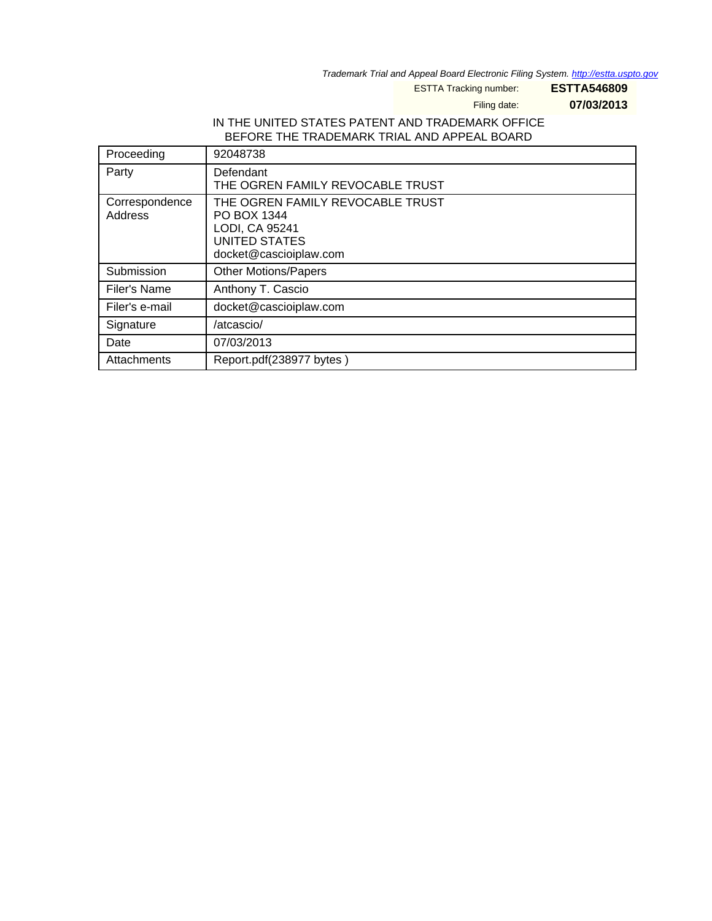*Trademark Trial and Appeal Board Electronic Filing System. http://estta.uspto.gov*

ESTTA Tracking number: **ESTTA546809**

Filing date: **07/03/2013**

IN THE UNITED STATES PATENT AND TRADEMARK OFFICE
BEFORE THE TRADEMARK TRIAL AND APPEAL BOARD

| Proceeding | 92048738 |
|---|---|
| Party | Defendant<br>THE OGREN FAMILY REVOCABLE TRUST |
| Correspondence Address | THE OGREN FAMILY REVOCABLE TRUST<br>PO BOX 1344<br>LODI, CA 95241<br>UNITED STATES<br>docket@cascioiplaw.com |
| Submission | Other Motions/Papers |
| Filer's Name | Anthony T. Cascio |
| Filer's e-mail | docket@cascioiplaw.com |
| Signature | /atcascio/ |
| Date | 07/03/2013 |
| Attachments | Report.pdf(238977 bytes ) |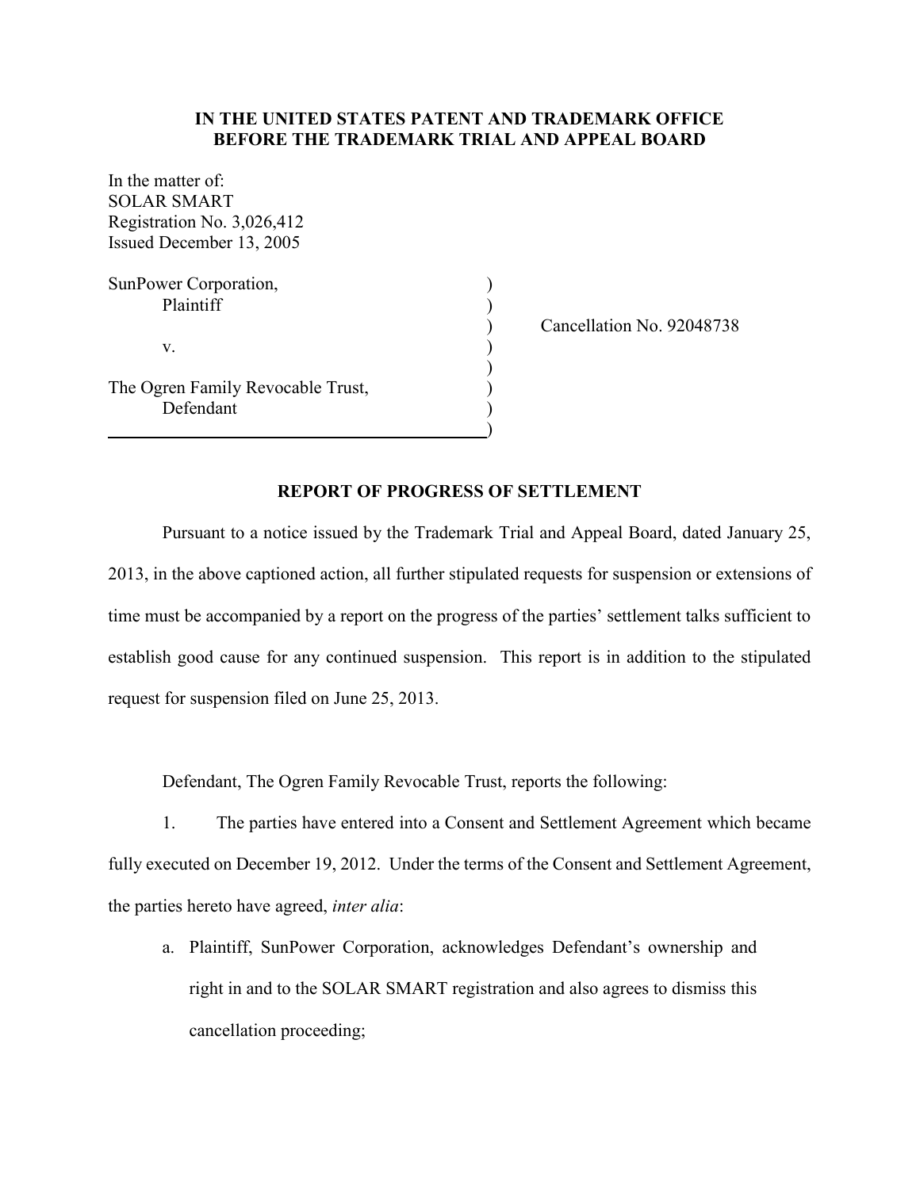**IN THE UNITED STATES PATENT AND TRADEMARK OFFICE**
**BEFORE THE TRADEMARK TRIAL AND APPEAL BOARD**

In the matter of:
SOLAR SMART
Registration No. 3,026,412
Issued December 13, 2005

| | | |
|---|---|---|
| SunPower Corporation, Plaintiff | ) | |
| v. | ) | Cancellation No. 92048738 |
| The Ogren Family Revocable Trust, Defendant | ) | |

## REPORT OF PROGRESS OF SETTLEMENT

Pursuant to a notice issued by the Trademark Trial and Appeal Board, dated January 25, 2013, in the above captioned action, all further stipulated requests for suspension or extensions of time must be accompanied by a report on the progress of the parties' settlement talks sufficient to establish good cause for any continued suspension. This report is in addition to the stipulated request for suspension filed on June 25, 2013.

Defendant, The Ogren Family Revocable Trust, reports the following:

1. The parties have entered into a Consent and Settlement Agreement which became fully executed on December 19, 2012. Under the terms of the Consent and Settlement Agreement, the parties hereto have agreed, *inter alia*:

   a. Plaintiff, SunPower Corporation, acknowledges Defendant's ownership and right in and to the SOLAR SMART registration and also agrees to dismiss this cancellation proceeding;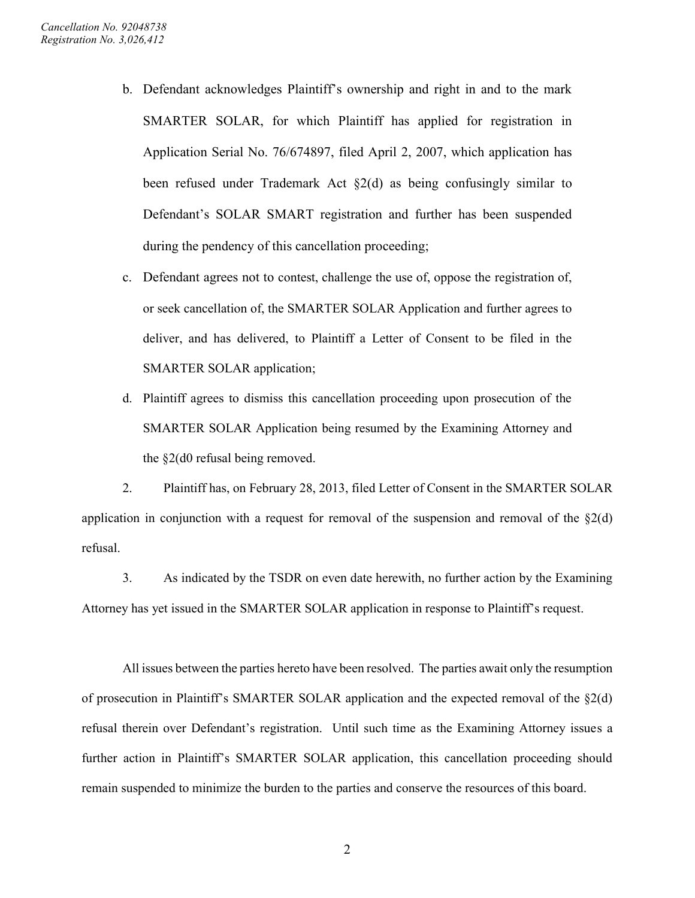b. Defendant acknowledges Plaintiff's ownership and right in and to the mark SMARTER SOLAR, for which Plaintiff has applied for registration in Application Serial No. 76/674897, filed April 2, 2007, which application has been refused under Trademark Act §2(d) as being confusingly similar to Defendant's SOLAR SMART registration and further has been suspended during the pendency of this cancellation proceeding;

c. Defendant agrees not to contest, challenge the use of, oppose the registration of, or seek cancellation of, the SMARTER SOLAR Application and further agrees to deliver, and has delivered, to Plaintiff a Letter of Consent to be filed in the SMARTER SOLAR application;

d. Plaintiff agrees to dismiss this cancellation proceeding upon prosecution of the SMARTER SOLAR Application being resumed by the Examining Attorney and the §2(d0 refusal being removed.

2. Plaintiff has, on February 28, 2013, filed Letter of Consent in the SMARTER SOLAR application in conjunction with a request for removal of the suspension and removal of the §2(d) refusal.

3. As indicated by the TSDR on even date herewith, no further action by the Examining Attorney has yet issued in the SMARTER SOLAR application in response to Plaintiff's request.

All issues between the parties hereto have been resolved. The parties await only the resumption of prosecution in Plaintiff's SMARTER SOLAR application and the expected removal of the §2(d) refusal therein over Defendant's registration. Until such time as the Examining Attorney issues a further action in Plaintiff's SMARTER SOLAR application, this cancellation proceeding should remain suspended to minimize the burden to the parties and conserve the resources of this board.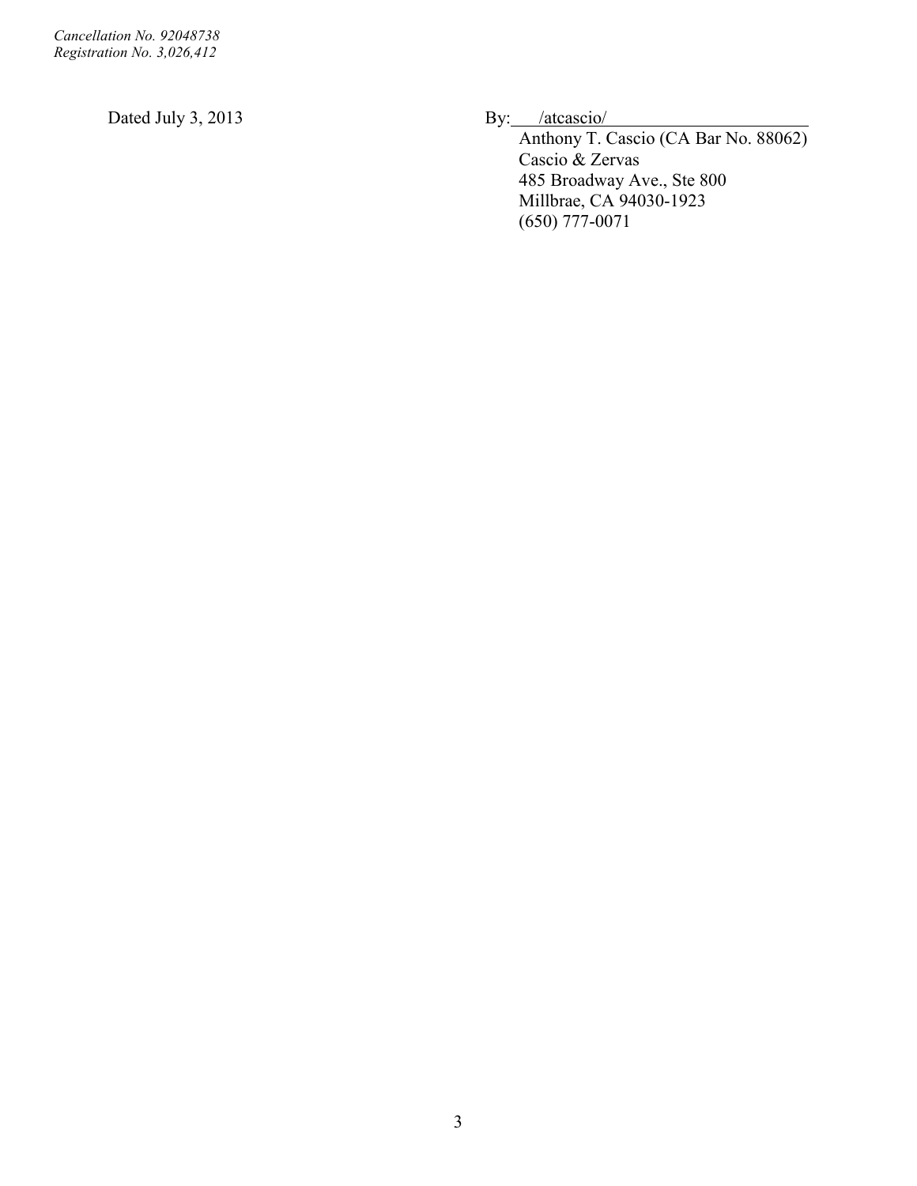Dated July 3, 2013

By: /atcascio/

Anthony T. Cascio (CA Bar No. 88062)
Cascio & Zervas
485 Broadway Ave., Ste 800
Millbrae, CA 94030-1923
(650) 777-0071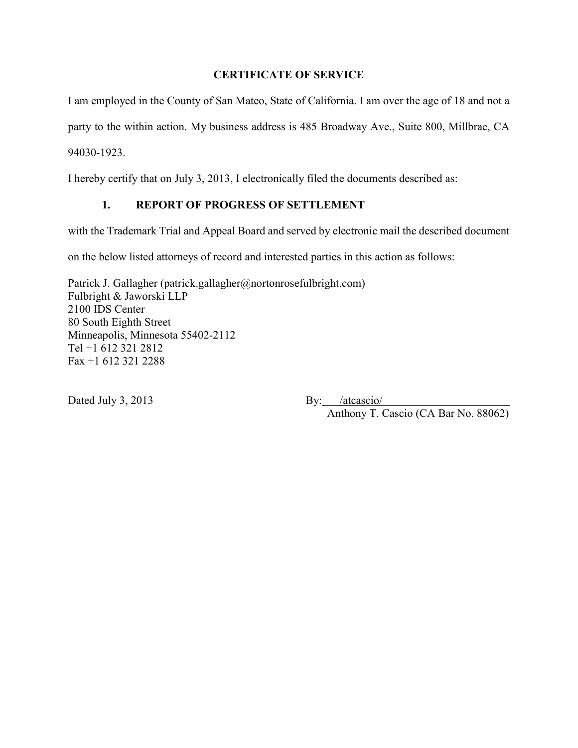## CERTIFICATE OF SERVICE

I am employed in the County of San Mateo, State of California. I am over the age of 18 and not a party to the within action. My business address is 485 Broadway Ave., Suite 800, Millbrae, CA 94030-1923.

I hereby certify that on July 3, 2013, I electronically filed the documents described as:

1. **REPORT OF PROGRESS OF SETTLEMENT**

with the Trademark Trial and Appeal Board and served by electronic mail the described document on the below listed attorneys of record and interested parties in this action as follows:

Patrick J. Gallagher (patrick.gallagher@nortonrosefulbright.com)
Fulbright & Jaworski LLP
2100 IDS Center
80 South Eighth Street
Minneapolis, Minnesota 55402-2112
Tel +1 612 321 2812
Fax +1 612 321 2288

Dated July 3, 2013

By: /atcascio/
Anthony T. Cascio (CA Bar No. 88062)